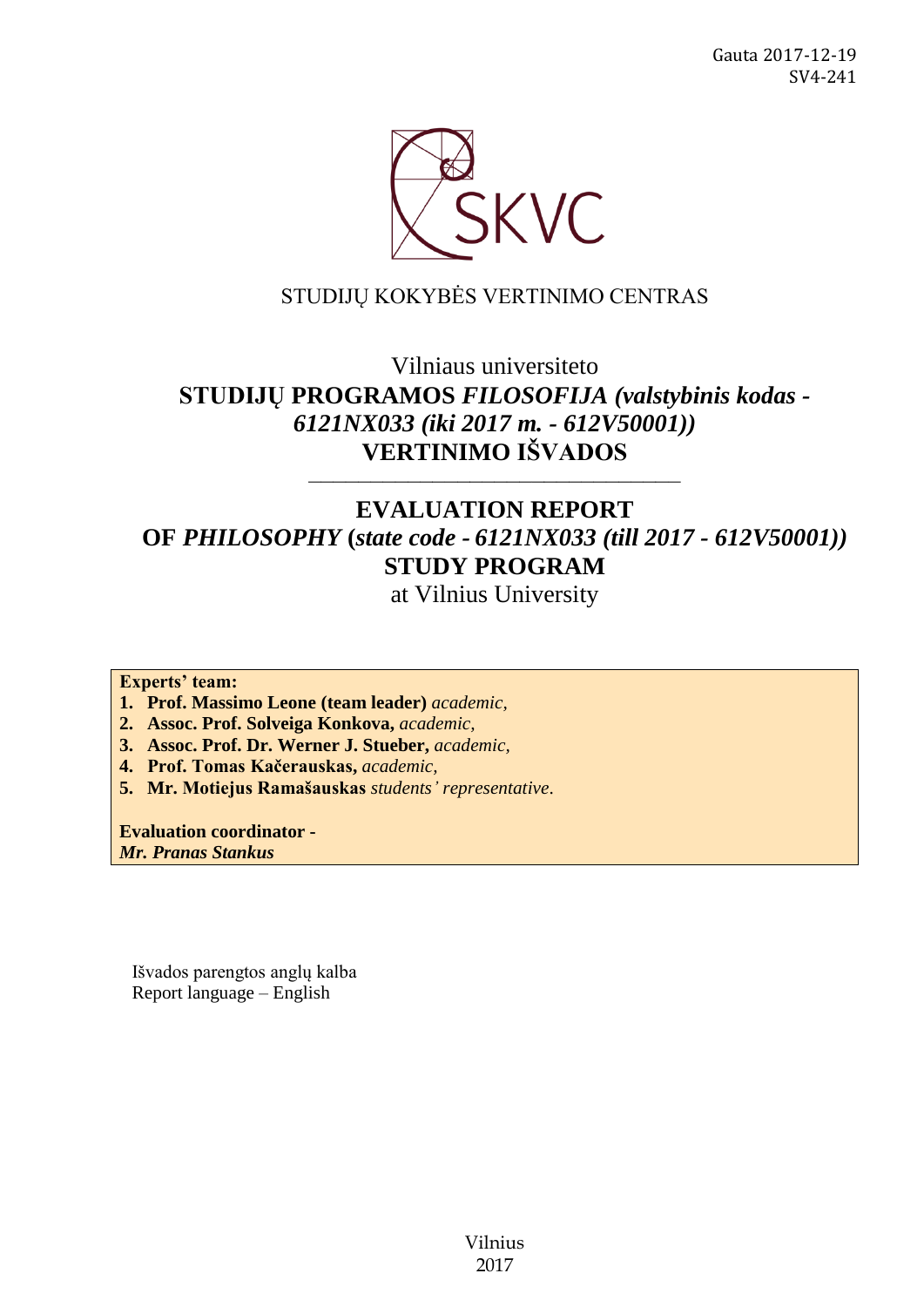Gauta 2017-12-19
SV4-241

SKVC

STUDIJŲ KOKYBĖS VERTINIMO CENTRAS

Vilniaus universiteto

# STUDIJŲ PROGRAMOS *FILOSOFIJA (valstybinis kodas - 6121NX033 (iki 2017 m. - 612V50001))* VERTINIMO IŠVADOS

---

# EVALUATION REPORT OF *PHILOSOPHY* (*state code - 6121NX033 (till 2017 - 612V50001)*) STUDY PROGRAM

at Vilnius University

**Experts' team:**

1. **Prof. Massimo Leone (team leader)** *academic,*
2. **Assoc. Prof. Solveiga Konkova,** *academic,*
3. **Assoc. Prof. Dr. Werner J. Stueber,** *academic,*
4. **Prof. Tomas Kačerauskas,** *academic,*
5. **Mr. Motiejus Ramašauskas** *students' representative*.

**Evaluation coordinator -**
***Mr. Pranas Stankus***

Išvados parengtos anglų kalba
Report language – English

Vilnius
2017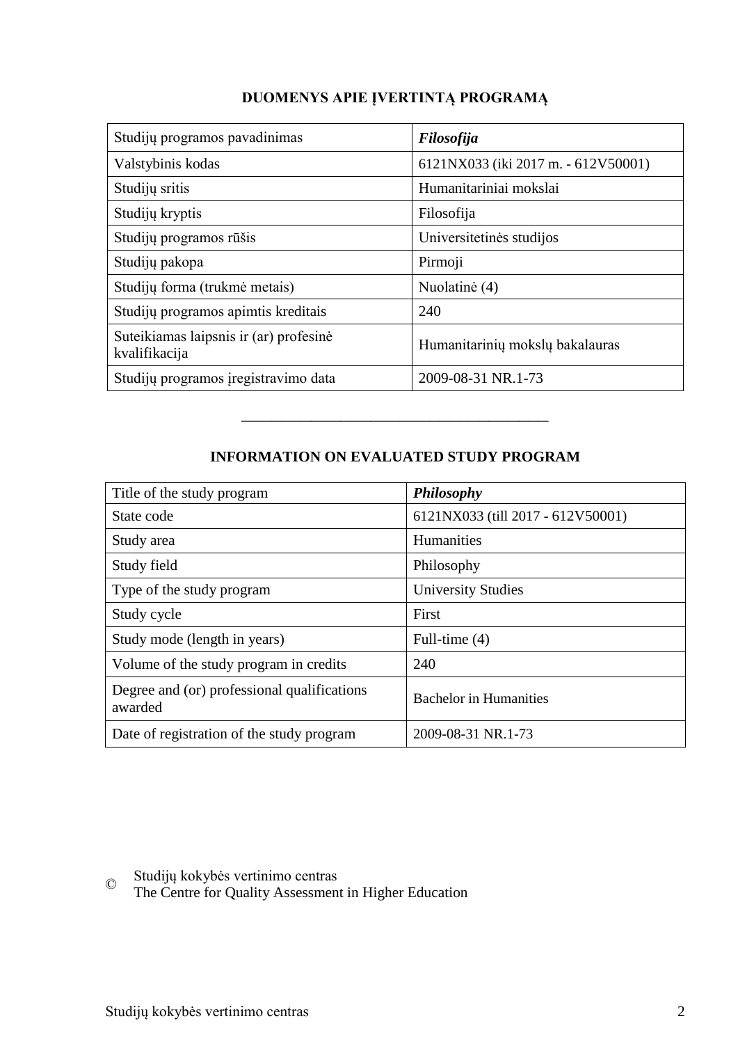## DUOMENYS APIE ĮVERTINTĄ PROGRAMĄ

| Studijų programos pavadinimas | ***Filosofija*** |
|---|---|
| Valstybinis kodas | 6121NX033 (iki 2017 m. - 612V50001) |
| Studijų sritis | Humanitariniai mokslai |
| Studijų kryptis | Filosofija |
| Studijų programos rūšis | Universitetinės studijos |
| Studijų pakopa | Pirmoji |
| Studijų forma (trukmė metais) | Nuolatinė (4) |
| Studijų programos apimtis kreditais | 240 |
| Suteikiamas laipsnis ir (ar) profesinė kvalifikacija | Humanitarinių mokslų bakalauras |
| Studijų programos įregistravimo data | 2009-08-31 NR.1-73 |

---

## INFORMATION ON EVALUATED STUDY PROGRAM

| Title of the study program | ***Philosophy*** |
|---|---|
| State code | 6121NX033 (till 2017 - 612V50001) |
| Study area | Humanities |
| Study field | Philosophy |
| Type of the study program | University Studies |
| Study cycle | First |
| Study mode (length in years) | Full-time (4) |
| Volume of the study program in credits | 240 |
| Degree and (or) professional qualifications awarded | Bachelor in Humanities |
| Date of registration of the study program | 2009-08-31 NR.1-73 |

© Studijų kokybės vertinimo centras
The Centre for Quality Assessment in Higher Education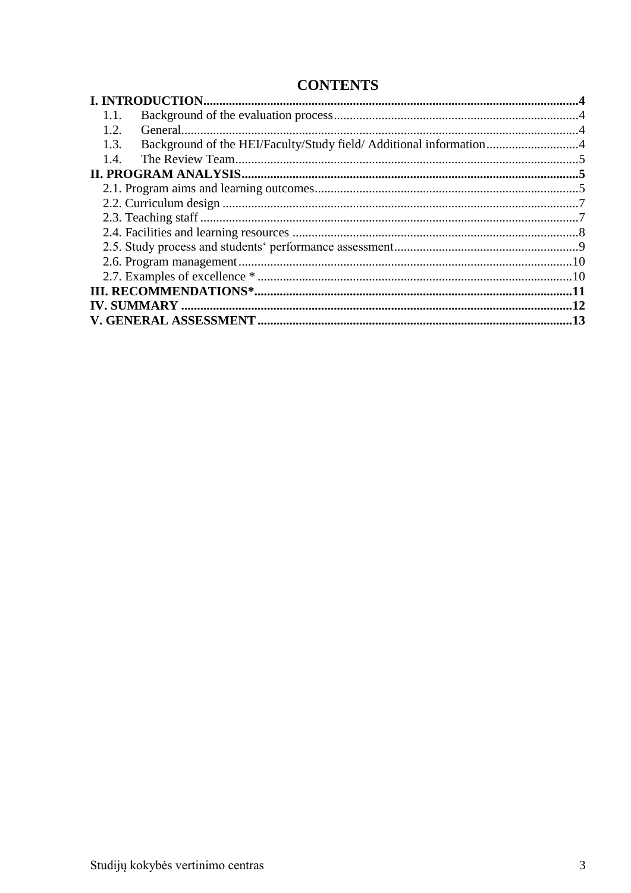# CONTENTS

**I. INTRODUCTION** .......... **4**

1.1. Background of the evaluation process .......... 4

1.2. General .......... 4

1.3. Background of the HEI/Faculty/Study field/ Additional information .......... 4

1.4. The Review Team .......... 5

**II. PROGRAM ANALYSIS** .......... **5**

2.1. Program aims and learning outcomes .......... 5

2.2. Curriculum design .......... 7

2.3. Teaching staff .......... 7

2.4. Facilities and learning resources .......... 8

2.5. Study process and students‘ performance assessment .......... 9

2.6. Program management .......... 10

2.7. Examples of excellence * .......... 10

**III. RECOMMENDATIONS*** .......... **11**

**IV. SUMMARY** .......... **12**

**V. GENERAL ASSESSMENT** .......... **13**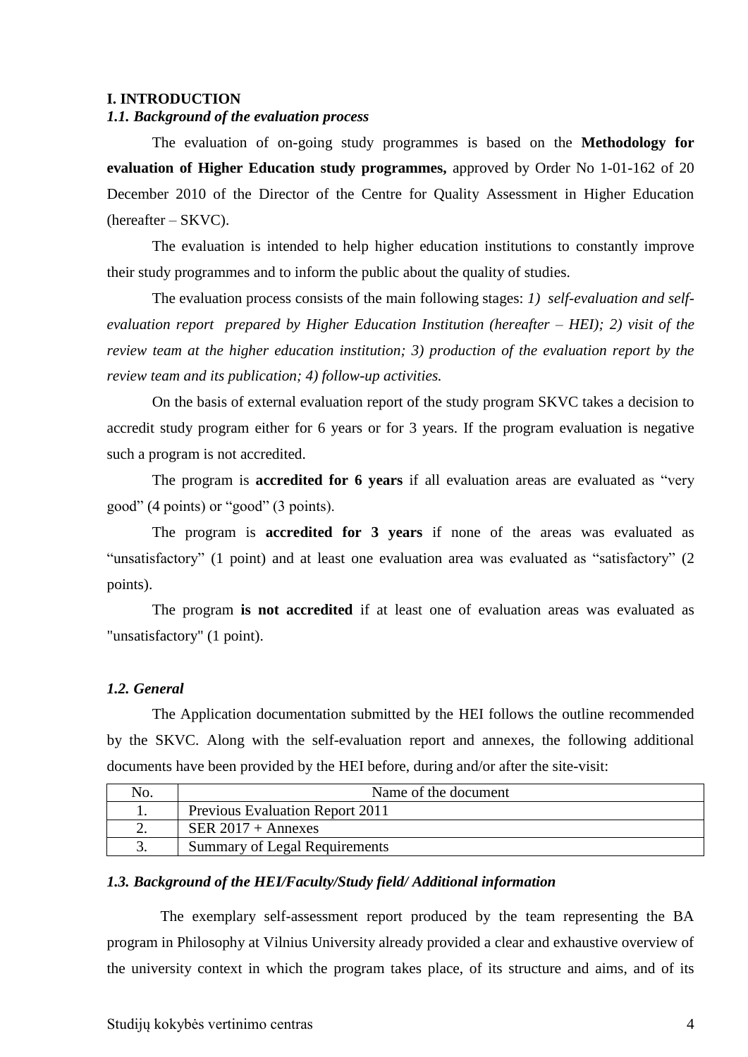## I. INTRODUCTION

### *1.1. Background of the evaluation process*

The evaluation of on-going study programmes is based on the **Methodology for evaluation of Higher Education study programmes,** approved by Order No 1-01-162 of 20 December 2010 of the Director of the Centre for Quality Assessment in Higher Education (hereafter – SKVC).

The evaluation is intended to help higher education institutions to constantly improve their study programmes and to inform the public about the quality of studies.

The evaluation process consists of the main following stages: *1) self-evaluation and self-evaluation report prepared by Higher Education Institution (hereafter – HEI); 2) visit of the review team at the higher education institution; 3) production of the evaluation report by the review team and its publication; 4) follow-up activities.*

On the basis of external evaluation report of the study program SKVC takes a decision to accredit study program either for 6 years or for 3 years. If the program evaluation is negative such a program is not accredited.

The program is **accredited for 6 years** if all evaluation areas are evaluated as "very good" (4 points) or "good" (3 points).

The program is **accredited for 3 years** if none of the areas was evaluated as "unsatisfactory" (1 point) and at least one evaluation area was evaluated as "satisfactory" (2 points).

The program **is not accredited** if at least one of evaluation areas was evaluated as "unsatisfactory" (1 point).

### *1.2. General*

The Application documentation submitted by the HEI follows the outline recommended by the SKVC. Along with the self-evaluation report and annexes, the following additional documents have been provided by the HEI before, during and/or after the site-visit:

| No. | Name of the document |
| --- | --- |
| 1. | Previous Evaluation Report 2011 |
| 2. | SER 2017 + Annexes |
| 3. | Summary of Legal Requirements |

### *1.3. Background of the HEI/Faculty/Study field/ Additional information*

The exemplary self-assessment report produced by the team representing the BA program in Philosophy at Vilnius University already provided a clear and exhaustive overview of the university context in which the program takes place, of its structure and aims, and of its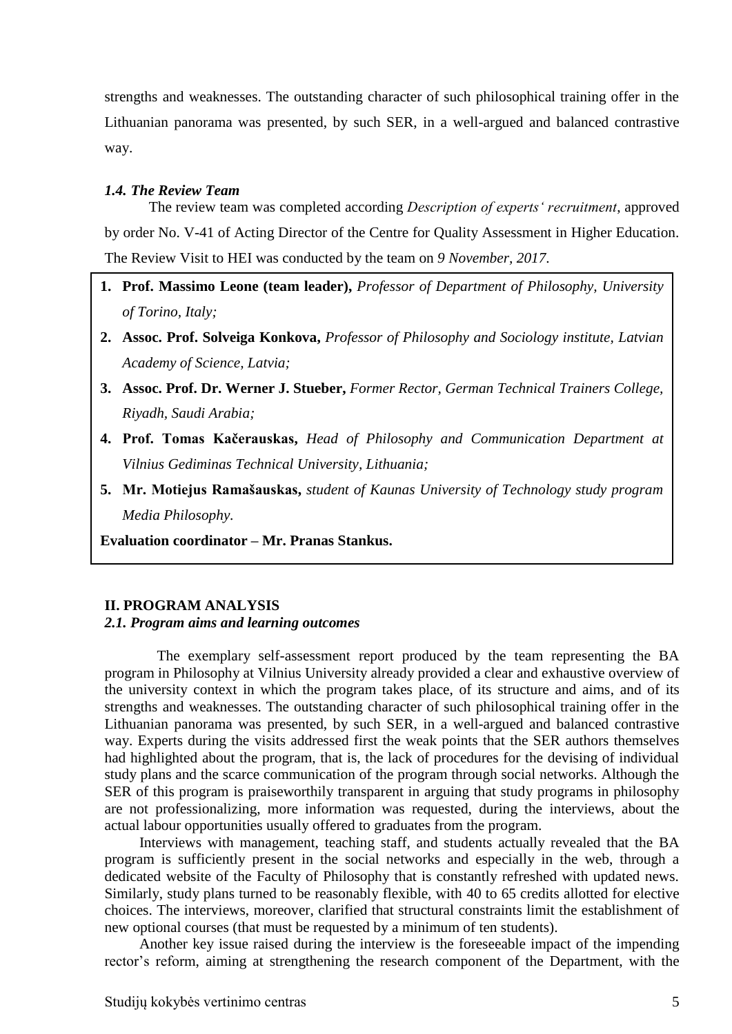strengths and weaknesses. The outstanding character of such philosophical training offer in the Lithuanian panorama was presented, by such SER, in a well-argued and balanced contrastive way.

### *1.4. The Review Team*

The review team was completed according *Description of experts' recruitment*, approved by order No. V-41 of Acting Director of the Centre for Quality Assessment in Higher Education. The Review Visit to HEI was conducted by the team on *9 November, 2017*.

1. **Prof. Massimo Leone (team leader),** *Professor of Department of Philosophy, University of Torino, Italy;*
2. **Assoc. Prof. Solveiga Konkova,** *Professor of Philosophy and Sociology institute, Latvian Academy of Science, Latvia;*
3. **Assoc. Prof. Dr. Werner J. Stueber,** *Former Rector, German Technical Trainers College, Riyadh, Saudi Arabia;*
4. **Prof. Tomas Kačerauskas,** *Head of Philosophy and Communication Department at Vilnius Gediminas Technical University, Lithuania;*
5. **Mr. Motiejus Ramašauskas,** *student of Kaunas University of Technology study program Media Philosophy.*

**Evaluation coordinator – Mr. Pranas Stankus.**

## II. PROGRAM ANALYSIS

### *2.1. Program aims and learning outcomes*

The exemplary self-assessment report produced by the team representing the BA program in Philosophy at Vilnius University already provided a clear and exhaustive overview of the university context in which the program takes place, of its structure and aims, and of its strengths and weaknesses. The outstanding character of such philosophical training offer in the Lithuanian panorama was presented, by such SER, in a well-argued and balanced contrastive way. Experts during the visits addressed first the weak points that the SER authors themselves had highlighted about the program, that is, the lack of procedures for the devising of individual study plans and the scarce communication of the program through social networks. Although the SER of this program is praiseworthily transparent in arguing that study programs in philosophy are not professionalizing, more information was requested, during the interviews, about the actual labour opportunities usually offered to graduates from the program.

Interviews with management, teaching staff, and students actually revealed that the BA program is sufficiently present in the social networks and especially in the web, through a dedicated website of the Faculty of Philosophy that is constantly refreshed with updated news. Similarly, study plans turned to be reasonably flexible, with 40 to 65 credits allotted for elective choices. The interviews, moreover, clarified that structural constraints limit the establishment of new optional courses (that must be requested by a minimum of ten students).

Another key issue raised during the interview is the foreseeable impact of the impending rector's reform, aiming at strengthening the research component of the Department, with the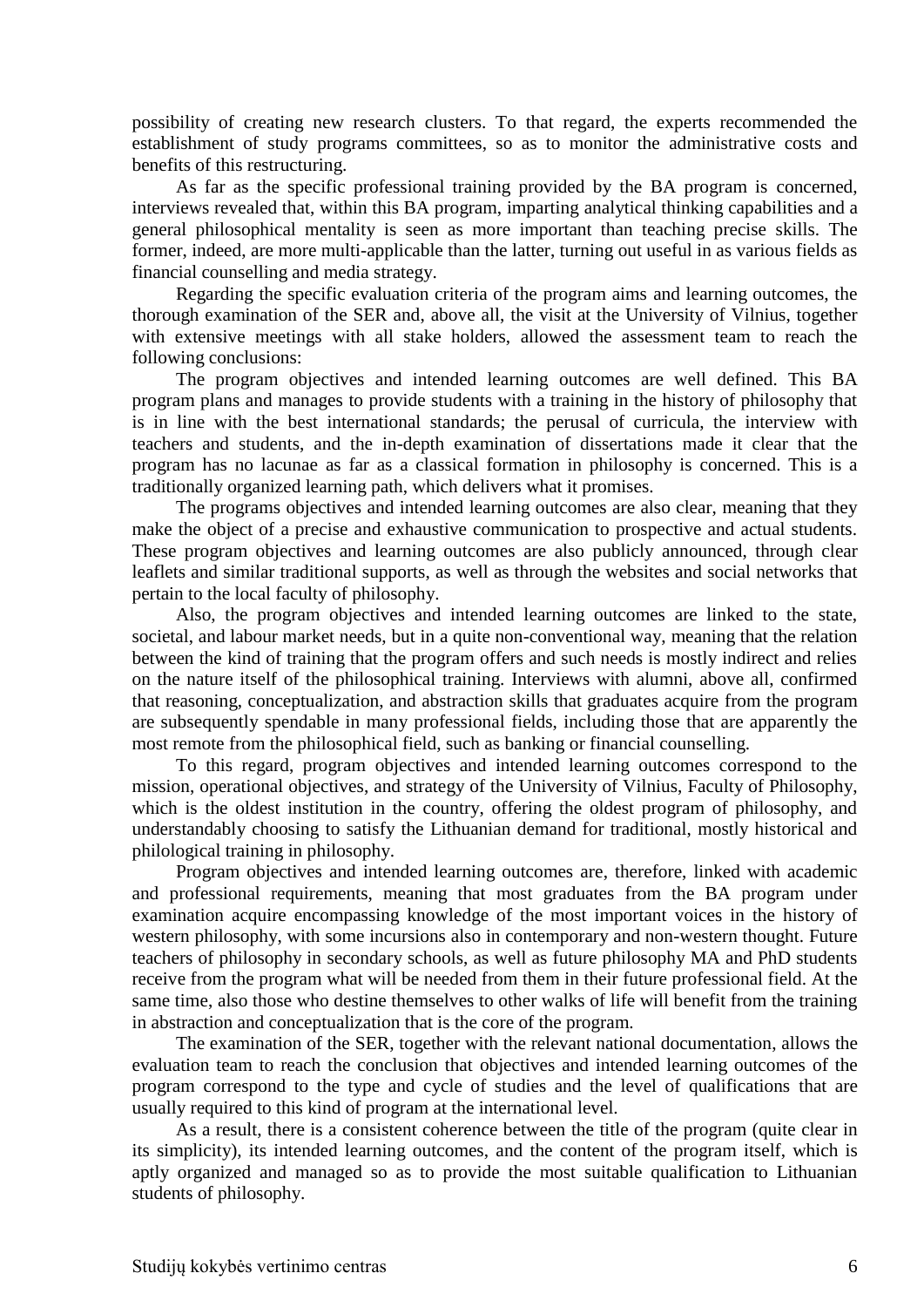possibility of creating new research clusters. To that regard, the experts recommended the establishment of study programs committees, so as to monitor the administrative costs and benefits of this restructuring.

As far as the specific professional training provided by the BA program is concerned, interviews revealed that, within this BA program, imparting analytical thinking capabilities and a general philosophical mentality is seen as more important than teaching precise skills. The former, indeed, are more multi-applicable than the latter, turning out useful in as various fields as financial counselling and media strategy.

Regarding the specific evaluation criteria of the program aims and learning outcomes, the thorough examination of the SER and, above all, the visit at the University of Vilnius, together with extensive meetings with all stake holders, allowed the assessment team to reach the following conclusions:

The program objectives and intended learning outcomes are well defined. This BA program plans and manages to provide students with a training in the history of philosophy that is in line with the best international standards; the perusal of curricula, the interview with teachers and students, and the in-depth examination of dissertations made it clear that the program has no lacunae as far as a classical formation in philosophy is concerned. This is a traditionally organized learning path, which delivers what it promises.

The programs objectives and intended learning outcomes are also clear, meaning that they make the object of a precise and exhaustive communication to prospective and actual students. These program objectives and learning outcomes are also publicly announced, through clear leaflets and similar traditional supports, as well as through the websites and social networks that pertain to the local faculty of philosophy.

Also, the program objectives and intended learning outcomes are linked to the state, societal, and labour market needs, but in a quite non-conventional way, meaning that the relation between the kind of training that the program offers and such needs is mostly indirect and relies on the nature itself of the philosophical training. Interviews with alumni, above all, confirmed that reasoning, conceptualization, and abstraction skills that graduates acquire from the program are subsequently spendable in many professional fields, including those that are apparently the most remote from the philosophical field, such as banking or financial counselling.

To this regard, program objectives and intended learning outcomes correspond to the mission, operational objectives, and strategy of the University of Vilnius, Faculty of Philosophy, which is the oldest institution in the country, offering the oldest program of philosophy, and understandably choosing to satisfy the Lithuanian demand for traditional, mostly historical and philological training in philosophy.

Program objectives and intended learning outcomes are, therefore, linked with academic and professional requirements, meaning that most graduates from the BA program under examination acquire encompassing knowledge of the most important voices in the history of western philosophy, with some incursions also in contemporary and non-western thought. Future teachers of philosophy in secondary schools, as well as future philosophy MA and PhD students receive from the program what will be needed from them in their future professional field. At the same time, also those who destine themselves to other walks of life will benefit from the training in abstraction and conceptualization that is the core of the program.

The examination of the SER, together with the relevant national documentation, allows the evaluation team to reach the conclusion that objectives and intended learning outcomes of the program correspond to the type and cycle of studies and the level of qualifications that are usually required to this kind of program at the international level.

As a result, there is a consistent coherence between the title of the program (quite clear in its simplicity), its intended learning outcomes, and the content of the program itself, which is aptly organized and managed so as to provide the most suitable qualification to Lithuanian students of philosophy.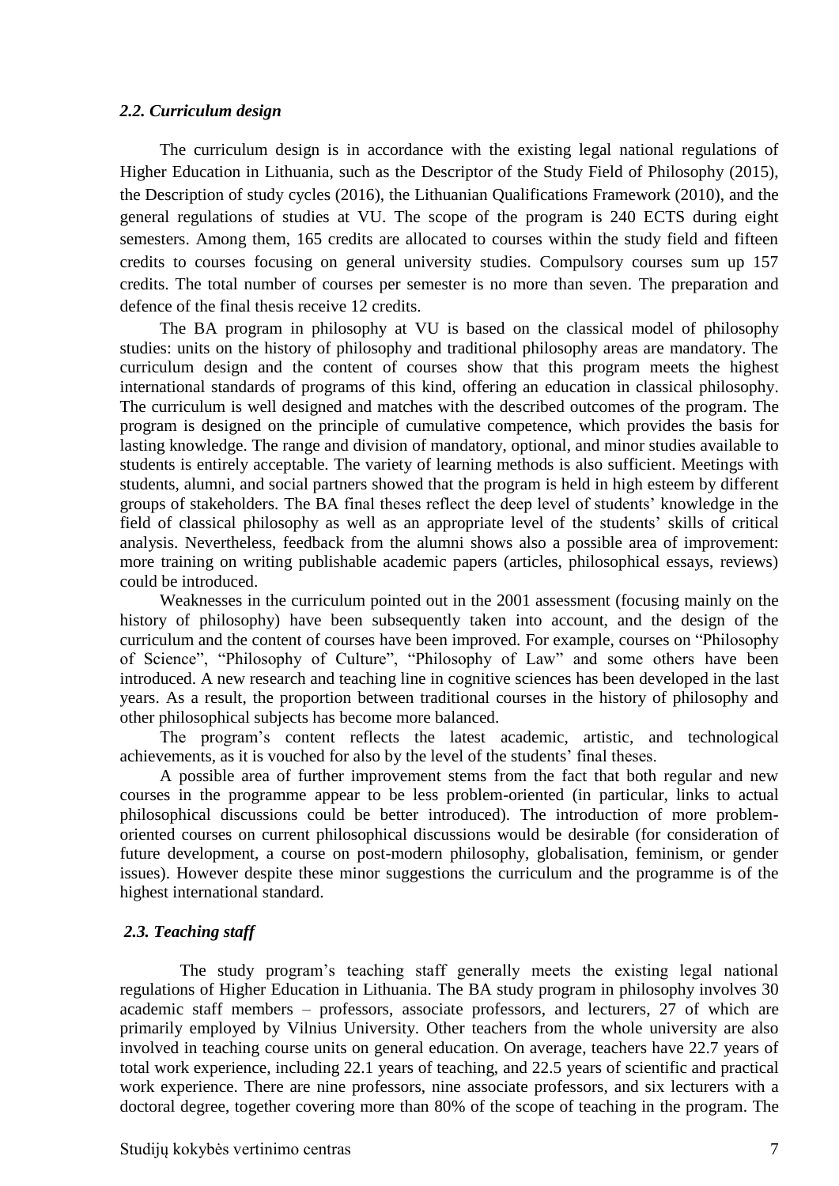### *2.2. Curriculum design*

The curriculum design is in accordance with the existing legal national regulations of Higher Education in Lithuania, such as the Descriptor of the Study Field of Philosophy (2015), the Description of study cycles (2016), the Lithuanian Qualifications Framework (2010), and the general regulations of studies at VU. The scope of the program is 240 ECTS during eight semesters. Among them, 165 credits are allocated to courses within the study field and fifteen credits to courses focusing on general university studies. Compulsory courses sum up 157 credits. The total number of courses per semester is no more than seven. The preparation and defence of the final thesis receive 12 credits.

The BA program in philosophy at VU is based on the classical model of philosophy studies: units on the history of philosophy and traditional philosophy areas are mandatory. The curriculum design and the content of courses show that this program meets the highest international standards of programs of this kind, offering an education in classical philosophy. The curriculum is well designed and matches with the described outcomes of the program. The program is designed on the principle of cumulative competence, which provides the basis for lasting knowledge. The range and division of mandatory, optional, and minor studies available to students is entirely acceptable. The variety of learning methods is also sufficient. Meetings with students, alumni, and social partners showed that the program is held in high esteem by different groups of stakeholders. The BA final theses reflect the deep level of students' knowledge in the field of classical philosophy as well as an appropriate level of the students' skills of critical analysis. Nevertheless, feedback from the alumni shows also a possible area of improvement: more training on writing publishable academic papers (articles, philosophical essays, reviews) could be introduced.

Weaknesses in the curriculum pointed out in the 2001 assessment (focusing mainly on the history of philosophy) have been subsequently taken into account, and the design of the curriculum and the content of courses have been improved. For example, courses on "Philosophy of Science", "Philosophy of Culture", "Philosophy of Law" and some others have been introduced. A new research and teaching line in cognitive sciences has been developed in the last years. As a result, the proportion between traditional courses in the history of philosophy and other philosophical subjects has become more balanced.

The program's content reflects the latest academic, artistic, and technological achievements, as it is vouched for also by the level of the students' final theses.

A possible area of further improvement stems from the fact that both regular and new courses in the programme appear to be less problem-oriented (in particular, links to actual philosophical discussions could be better introduced). The introduction of more problem-oriented courses on current philosophical discussions would be desirable (for consideration of future development, a course on post-modern philosophy, globalisation, feminism, or gender issues). However despite these minor suggestions the curriculum and the programme is of the highest international standard.

### *2.3. Teaching staff*

The study program's teaching staff generally meets the existing legal national regulations of Higher Education in Lithuania. The BA study program in philosophy involves 30 academic staff members – professors, associate professors, and lecturers, 27 of which are primarily employed by Vilnius University. Other teachers from the whole university are also involved in teaching course units on general education. On average, teachers have 22.7 years of total work experience, including 22.1 years of teaching, and 22.5 years of scientific and practical work experience. There are nine professors, nine associate professors, and six lecturers with a doctoral degree, together covering more than 80% of the scope of teaching in the program. The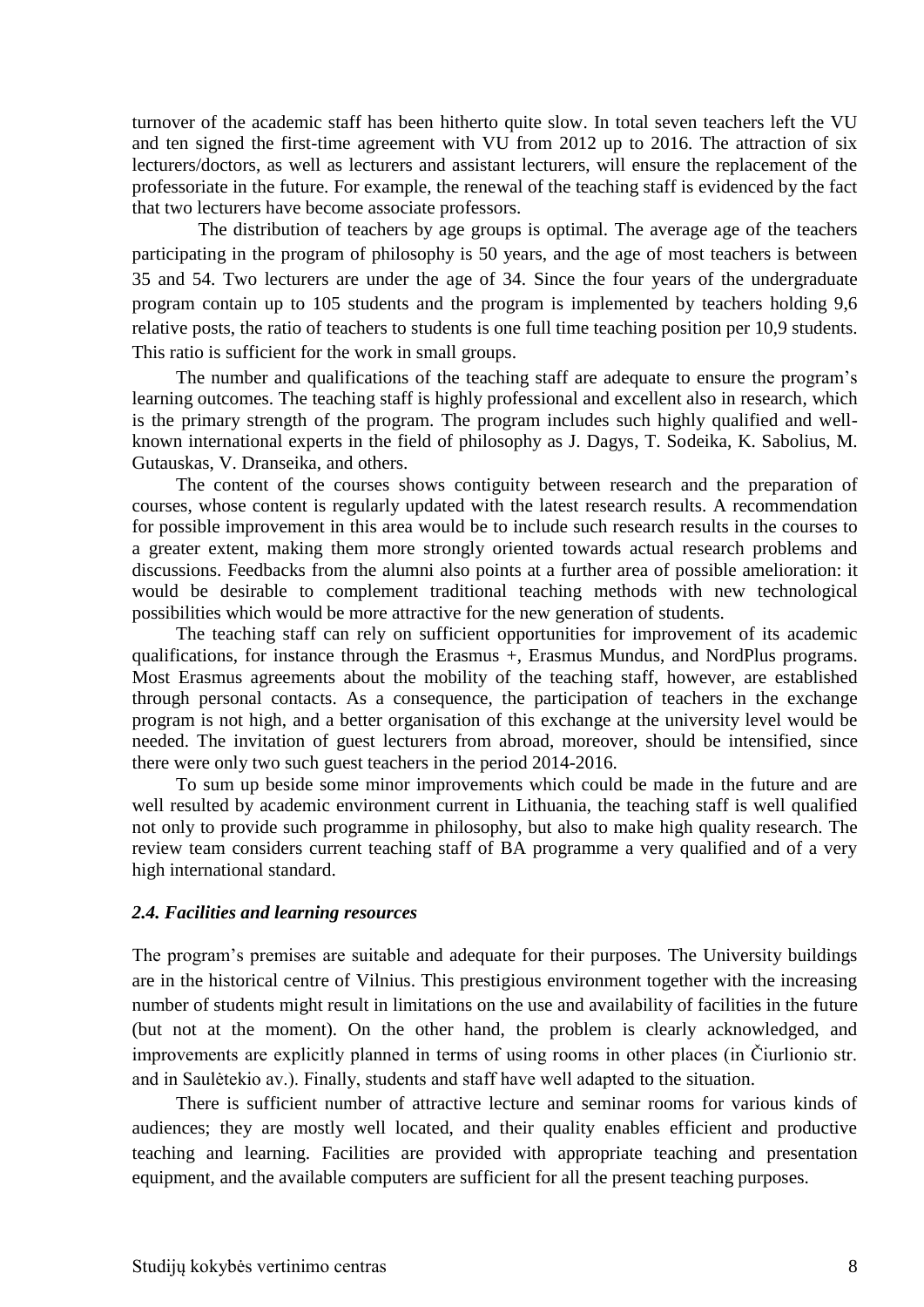turnover of the academic staff has been hitherto quite slow. In total seven teachers left the VU and ten signed the first-time agreement with VU from 2012 up to 2016. The attraction of six lecturers/doctors, as well as lecturers and assistant lecturers, will ensure the replacement of the professoriate in the future. For example, the renewal of the teaching staff is evidenced by the fact that two lecturers have become associate professors.

The distribution of teachers by age groups is optimal. The average age of the teachers participating in the program of philosophy is 50 years, and the age of most teachers is between 35 and 54. Two lecturers are under the age of 34. Since the four years of the undergraduate program contain up to 105 students and the program is implemented by teachers holding 9,6 relative posts, the ratio of teachers to students is one full time teaching position per 10,9 students. This ratio is sufficient for the work in small groups.

The number and qualifications of the teaching staff are adequate to ensure the program's learning outcomes. The teaching staff is highly professional and excellent also in research, which is the primary strength of the program. The program includes such highly qualified and well-known international experts in the field of philosophy as J. Dagys, T. Sodeika, K. Sabolius, M. Gutauskas, V. Dranseika, and others.

The content of the courses shows contiguity between research and the preparation of courses, whose content is regularly updated with the latest research results. A recommendation for possible improvement in this area would be to include such research results in the courses to a greater extent, making them more strongly oriented towards actual research problems and discussions. Feedbacks from the alumni also points at a further area of possible amelioration: it would be desirable to complement traditional teaching methods with new technological possibilities which would be more attractive for the new generation of students.

The teaching staff can rely on sufficient opportunities for improvement of its academic qualifications, for instance through the Erasmus +, Erasmus Mundus, and NordPlus programs. Most Erasmus agreements about the mobility of the teaching staff, however, are established through personal contacts. As a consequence, the participation of teachers in the exchange program is not high, and a better organisation of this exchange at the university level would be needed. The invitation of guest lecturers from abroad, moreover, should be intensified, since there were only two such guest teachers in the period 2014-2016.

To sum up beside some minor improvements which could be made in the future and are well resulted by academic environment current in Lithuania, the teaching staff is well qualified not only to provide such programme in philosophy, but also to make high quality research. The review team considers current teaching staff of BA programme a very qualified and of a very high international standard.

### *2.4. Facilities and learning resources*

The program's premises are suitable and adequate for their purposes. The University buildings are in the historical centre of Vilnius. This prestigious environment together with the increasing number of students might result in limitations on the use and availability of facilities in the future (but not at the moment). On the other hand, the problem is clearly acknowledged, and improvements are explicitly planned in terms of using rooms in other places (in Čiurlionio str. and in Saulėtekio av.). Finally, students and staff have well adapted to the situation.

There is sufficient number of attractive lecture and seminar rooms for various kinds of audiences; they are mostly well located, and their quality enables efficient and productive teaching and learning. Facilities are provided with appropriate teaching and presentation equipment, and the available computers are sufficient for all the present teaching purposes.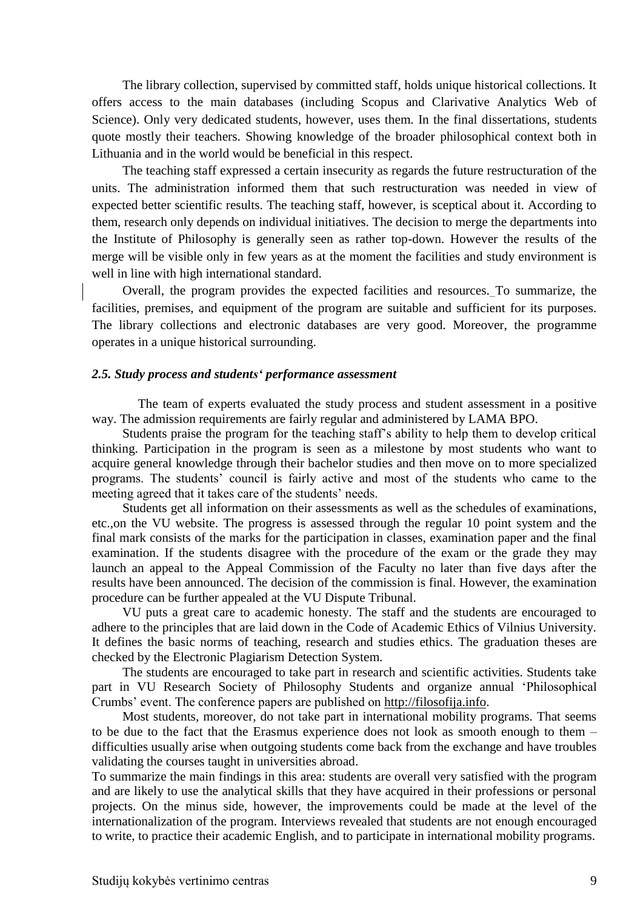The library collection, supervised by committed staff, holds unique historical collections. It offers access to the main databases (including Scopus and Clarivative Analytics Web of Science). Only very dedicated students, however, uses them. In the final dissertations, students quote mostly their teachers. Showing knowledge of the broader philosophical context both in Lithuania and in the world would be beneficial in this respect.

The teaching staff expressed a certain insecurity as regards the future restructuration of the units. The administration informed them that such restructuration was needed in view of expected better scientific results. The teaching staff, however, is sceptical about it. According to them, research only depends on individual initiatives. The decision to merge the departments into the Institute of Philosophy is generally seen as rather top-down. However the results of the merge will be visible only in few years as at the moment the facilities and study environment is well in line with high international standard.

Overall, the program provides the expected facilities and resources. To summarize, the facilities, premises, and equipment of the program are suitable and sufficient for its purposes. The library collections and electronic databases are very good. Moreover, the programme operates in a unique historical surrounding.

### *2.5. Study process and students' performance assessment*

The team of experts evaluated the study process and student assessment in a positive way. The admission requirements are fairly regular and administered by LAMA BPO.

Students praise the program for the teaching staff's ability to help them to develop critical thinking. Participation in the program is seen as a milestone by most students who want to acquire general knowledge through their bachelor studies and then move on to more specialized programs. The students' council is fairly active and most of the students who came to the meeting agreed that it takes care of the students' needs.

Students get all information on their assessments as well as the schedules of examinations, etc.,on the VU website. The progress is assessed through the regular 10 point system and the final mark consists of the marks for the participation in classes, examination paper and the final examination. If the students disagree with the procedure of the exam or the grade they may launch an appeal to the Appeal Commission of the Faculty no later than five days after the results have been announced. The decision of the commission is final. However, the examination procedure can be further appealed at the VU Dispute Tribunal.

VU puts a great care to academic honesty. The staff and the students are encouraged to adhere to the principles that are laid down in the Code of Academic Ethics of Vilnius University. It defines the basic norms of teaching, research and studies ethics. The graduation theses are checked by the Electronic Plagiarism Detection System.

The students are encouraged to take part in research and scientific activities. Students take part in VU Research Society of Philosophy Students and organize annual 'Philosophical Crumbs' event. The conference papers are published on http://filosofija.info.

Most students, moreover, do not take part in international mobility programs. That seems to be due to the fact that the Erasmus experience does not look as smooth enough to them – difficulties usually arise when outgoing students come back from the exchange and have troubles validating the courses taught in universities abroad.

To summarize the main findings in this area: students are overall very satisfied with the program and are likely to use the analytical skills that they have acquired in their professions or personal projects. On the minus side, however, the improvements could be made at the level of the internationalization of the program. Interviews revealed that students are not enough encouraged to write, to practice their academic English, and to participate in international mobility programs.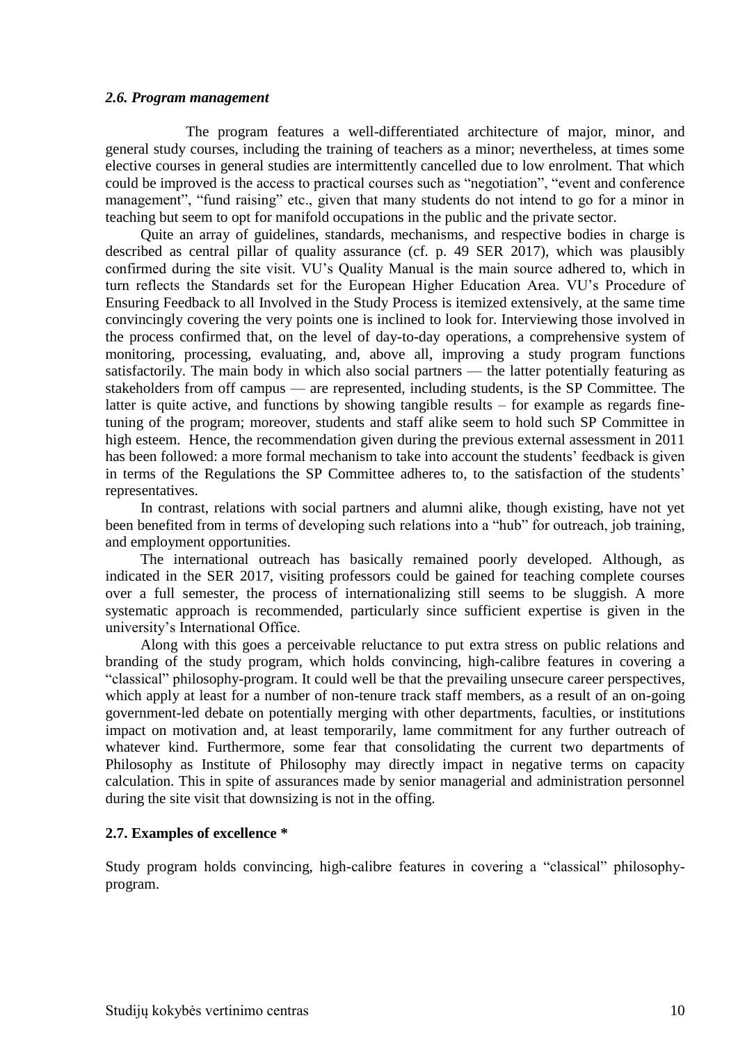### *2.6. Program management*

The program features a well-differentiated architecture of major, minor, and general study courses, including the training of teachers as a minor; nevertheless, at times some elective courses in general studies are intermittently cancelled due to low enrolment. That which could be improved is the access to practical courses such as "negotiation", "event and conference management", "fund raising" etc., given that many students do not intend to go for a minor in teaching but seem to opt for manifold occupations in the public and the private sector.

Quite an array of guidelines, standards, mechanisms, and respective bodies in charge is described as central pillar of quality assurance (cf. p. 49 SER 2017), which was plausibly confirmed during the site visit. VU's Quality Manual is the main source adhered to, which in turn reflects the Standards set for the European Higher Education Area. VU's Procedure of Ensuring Feedback to all Involved in the Study Process is itemized extensively, at the same time convincingly covering the very points one is inclined to look for. Interviewing those involved in the process confirmed that, on the level of day-to-day operations, a comprehensive system of monitoring, processing, evaluating, and, above all, improving a study program functions satisfactorily. The main body in which also social partners — the latter potentially featuring as stakeholders from off campus — are represented, including students, is the SP Committee. The latter is quite active, and functions by showing tangible results – for example as regards fine-tuning of the program; moreover, students and staff alike seem to hold such SP Committee in high esteem. Hence, the recommendation given during the previous external assessment in 2011 has been followed: a more formal mechanism to take into account the students' feedback is given in terms of the Regulations the SP Committee adheres to, to the satisfaction of the students' representatives.

In contrast, relations with social partners and alumni alike, though existing, have not yet been benefited from in terms of developing such relations into a "hub" for outreach, job training, and employment opportunities.

The international outreach has basically remained poorly developed. Although, as indicated in the SER 2017, visiting professors could be gained for teaching complete courses over a full semester, the process of internationalizing still seems to be sluggish. A more systematic approach is recommended, particularly since sufficient expertise is given in the university's International Office.

Along with this goes a perceivable reluctance to put extra stress on public relations and branding of the study program, which holds convincing, high-calibre features in covering a "classical" philosophy-program. It could well be that the prevailing unsecure career perspectives, which apply at least for a number of non-tenure track staff members, as a result of an on-going government-led debate on potentially merging with other departments, faculties, or institutions impact on motivation and, at least temporarily, lame commitment for any further outreach of whatever kind. Furthermore, some fear that consolidating the current two departments of Philosophy as Institute of Philosophy may directly impact in negative terms on capacity calculation. This in spite of assurances made by senior managerial and administration personnel during the site visit that downsizing is not in the offing.

### 2.7. Examples of excellence *

Study program holds convincing, high-calibre features in covering a "classical" philosophy-program.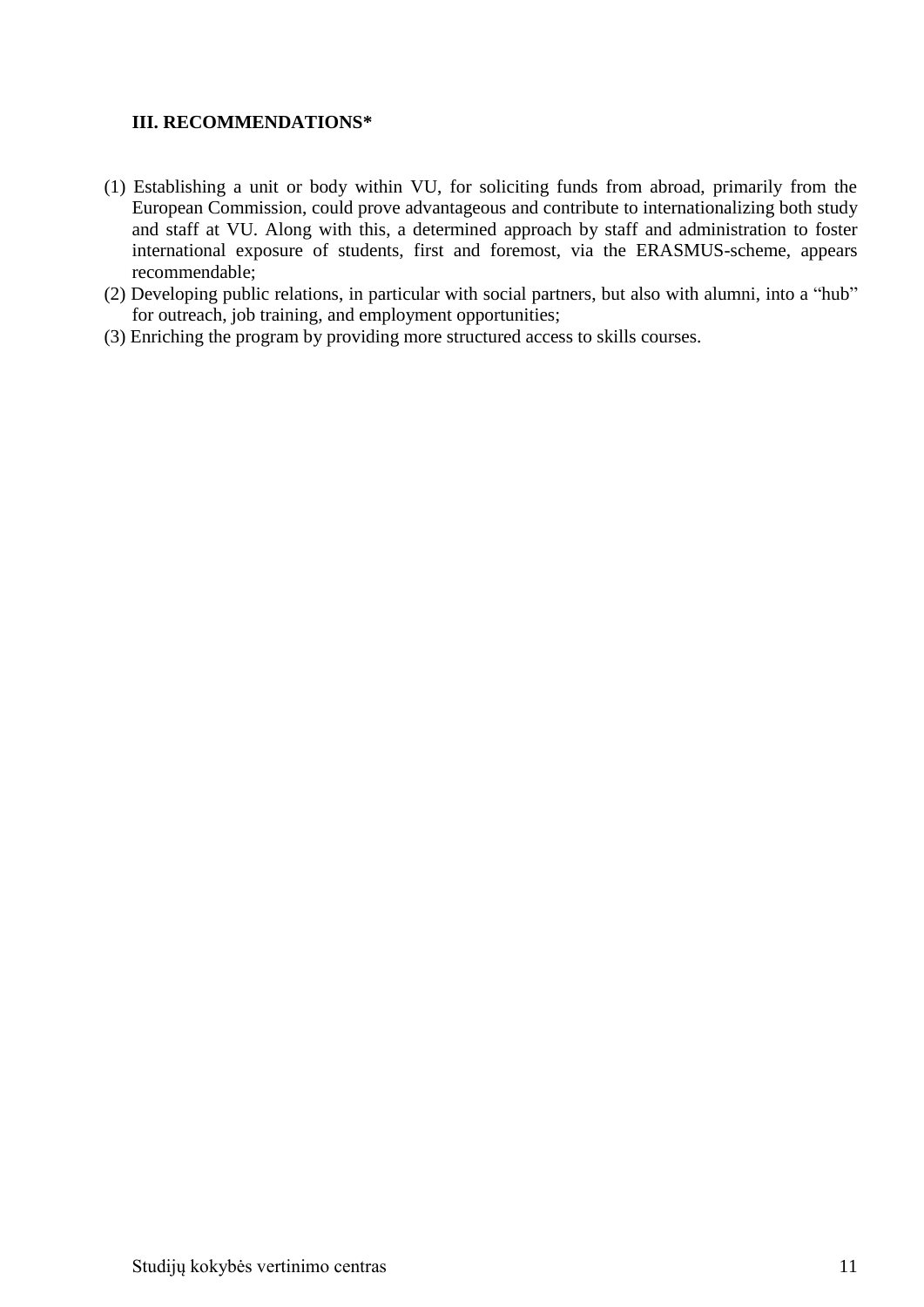## III. RECOMMENDATIONS*

(1) Establishing a unit or body within VU, for soliciting funds from abroad, primarily from the European Commission, could prove advantageous and contribute to internationalizing both study and staff at VU. Along with this, a determined approach by staff and administration to foster international exposure of students, first and foremost, via the ERASMUS-scheme, appears recommendable;

(2) Developing public relations, in particular with social partners, but also with alumni, into a "hub" for outreach, job training, and employment opportunities;

(3) Enriching the program by providing more structured access to skills courses.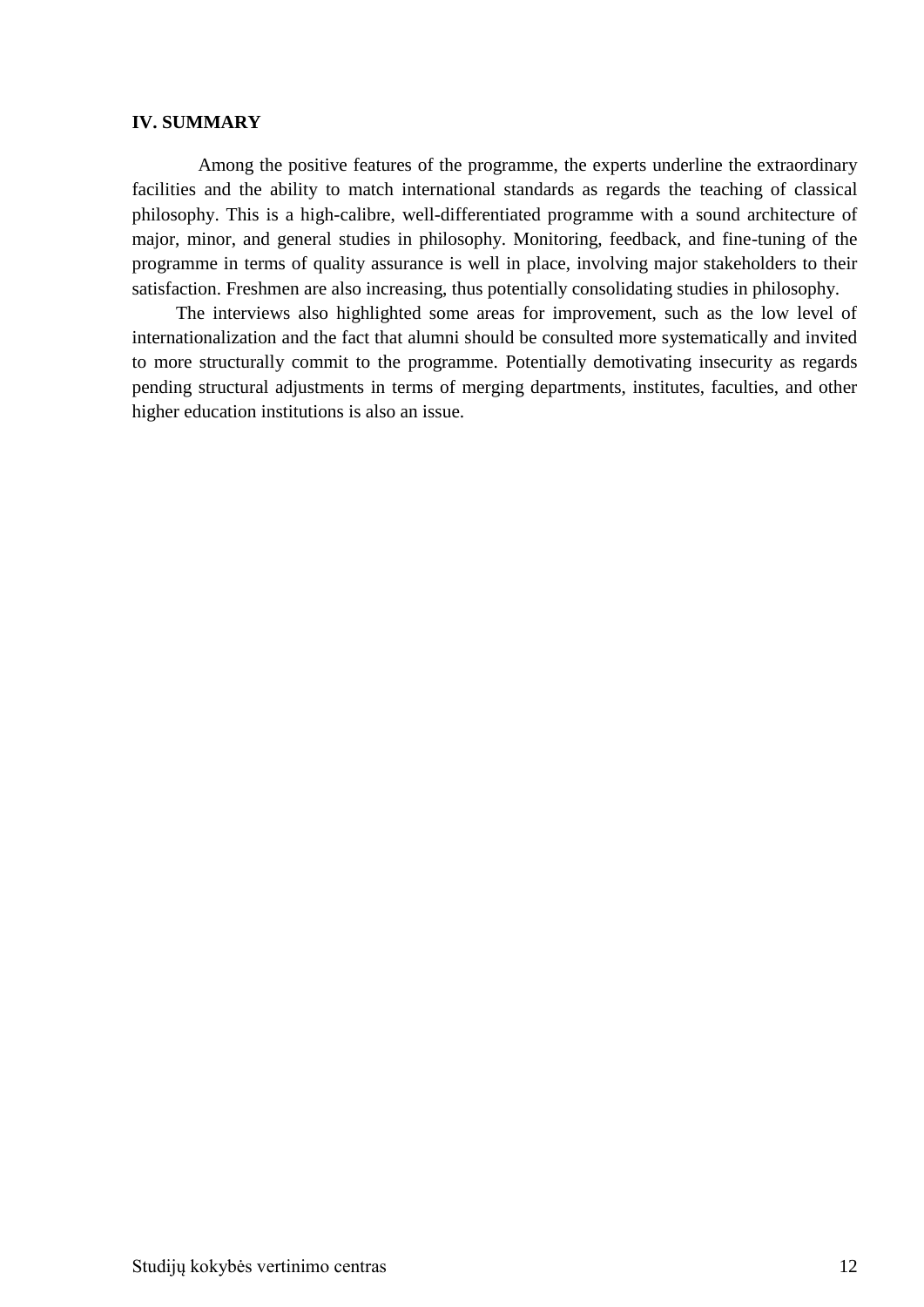## IV. SUMMARY

Among the positive features of the programme, the experts underline the extraordinary facilities and the ability to match international standards as regards the teaching of classical philosophy. This is a high-calibre, well-differentiated programme with a sound architecture of major, minor, and general studies in philosophy. Monitoring, feedback, and fine-tuning of the programme in terms of quality assurance is well in place, involving major stakeholders to their satisfaction. Freshmen are also increasing, thus potentially consolidating studies in philosophy.

The interviews also highlighted some areas for improvement, such as the low level of internationalization and the fact that alumni should be consulted more systematically and invited to more structurally commit to the programme. Potentially demotivating insecurity as regards pending structural adjustments in terms of merging departments, institutes, faculties, and other higher education institutions is also an issue.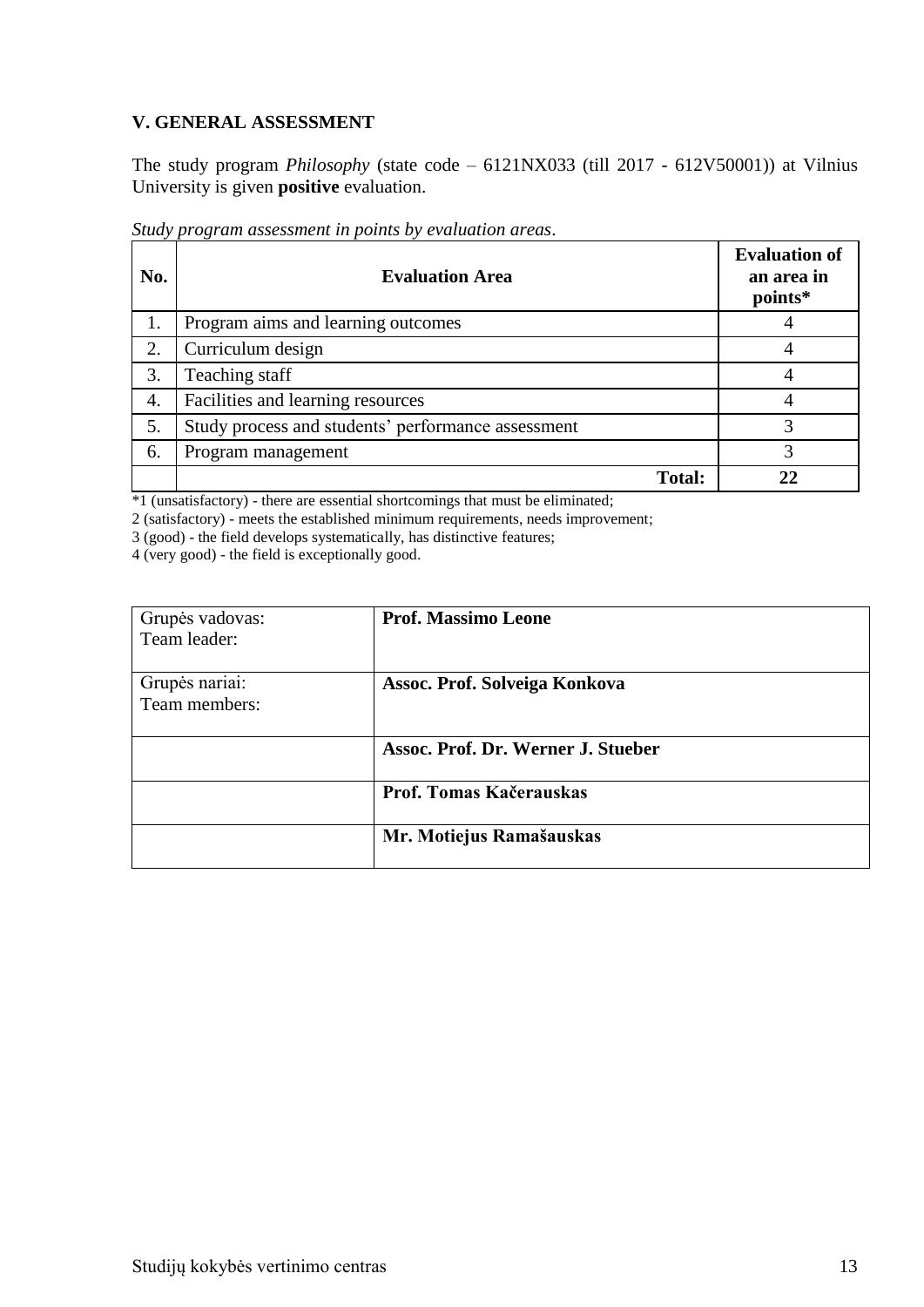## V. GENERAL ASSESSMENT

The study program *Philosophy* (state code – 6121NX033 (till 2017 - 612V50001)) at Vilnius University is given **positive** evaluation.

*Study program assessment in points by evaluation areas*.

| No. | Evaluation Area | Evaluation of an area in points* |
|---|---|---|
| 1. | Program aims and learning outcomes | 4 |
| 2. | Curriculum design | 4 |
| 3. | Teaching staff | 4 |
| 4. | Facilities and learning resources | 4 |
| 5. | Study process and students' performance assessment | 3 |
| 6. | Program management | 3 |
| | **Total:** | **22** |

*1 (unsatisfactory) - there are essential shortcomings that must be eliminated;
2 (satisfactory) - meets the established minimum requirements, needs improvement;
3 (good) - the field develops systematically, has distinctive features;
4 (very good) - the field is exceptionally good.

| | |
|---|---|
| Grupės vadovas: Team leader: | **Prof. Massimo Leone** |
| Grupės nariai: Team members: | **Assoc. Prof. Solveiga Konkova** |
| | **Assoc. Prof. Dr. Werner J. Stueber** |
| | **Prof. Tomas Kačerauskas** |
| | **Mr. Motiejus Ramašauskas** |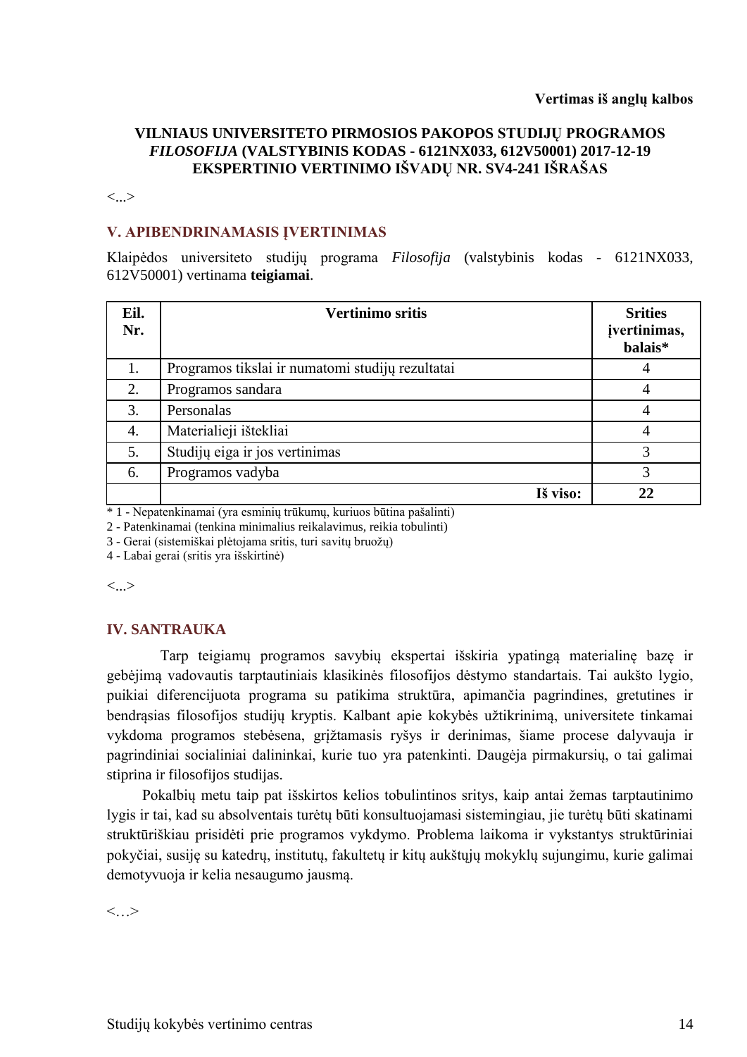**Vertimas iš anglų kalbos**

**VILNIAUS UNIVERSITETO PIRMOSIOS PAKOPOS STUDIJŲ PROGRAMOS *FILOSOFIJA* (VALSTYBINIS KODAS - 6121NX033, 612V50001) 2017-12-19 EKSPERTINIO VERTINIMO IŠVADŲ NR. SV4-241 IŠRAŠAS**

<...>

## V. APIBENDRINAMASIS ĮVERTINIMAS

Klaipėdos universiteto studijų programa *Filosofija* (valstybinis kodas - 6121NX033, 612V50001) vertinama **teigiamai**.

| Eil. Nr. | Vertinimo sritis | Srities įvertinimas, balais* |
|---|---|---|
| 1. | Programos tikslai ir numatomi studijų rezultatai | 4 |
| 2. | Programos sandara | 4 |
| 3. | Personalas | 4 |
| 4. | Materialieji ištekliai | 4 |
| 5. | Studijų eiga ir jos vertinimas | 3 |
| 6. | Programos vadyba | 3 |
| | **Iš viso:** | **22** |

\* 1 - Nepatenkinamai (yra esminių trūkumų, kuriuos būtina pašalinti)

2 - Patenkinamai (tenkina minimalius reikalavimus, reikia tobulinti)

3 - Gerai (sistemiškai plėtojama sritis, turi savitų bruožų)

4 - Labai gerai (sritis yra išskirtinė)

<...>

## IV. SANTRAUKA

Tarp teigiamų programos savybių ekspertai išskiria ypatingą materialinę bazę ir gebėjimą vadovautis tarptautiniais klasikinės filosofijos dėstymo standartais. Tai aukšto lygio, puikiai diferencijuota programa su patikima struktūra, apimančia pagrindines, gretutines ir bendrąsias filosofijos studijų kryptis. Kalbant apie kokybės užtikrinimą, universitete tinkamai vykdoma programos stebėsena, grįžtamasis ryšys ir derinimas, šiame procese dalyvauja ir pagrindiniai socialiniai dalininkai, kurie tuo yra patenkinti. Daugėja pirmakursių, o tai galimai stiprina ir filosofijos studijas.

Pokalbių metu taip pat išskirtos kelios tobulintinos sritys, kaip antai žemas tarptautinimo lygis ir tai, kad su absolventais turėtų būti konsultuojamasi sistemingiau, jie turėtų būti skatinami struktūriškiau prisidėti prie programos vykdymo. Problema laikoma ir vykstantys struktūriniai pokyčiai, susiję su katedrų, institutų, fakultetų ir kitų aukštųjų mokyklų sujungimu, kurie galimai demotyvuoja ir kelia nesaugumo jausmą.

<…>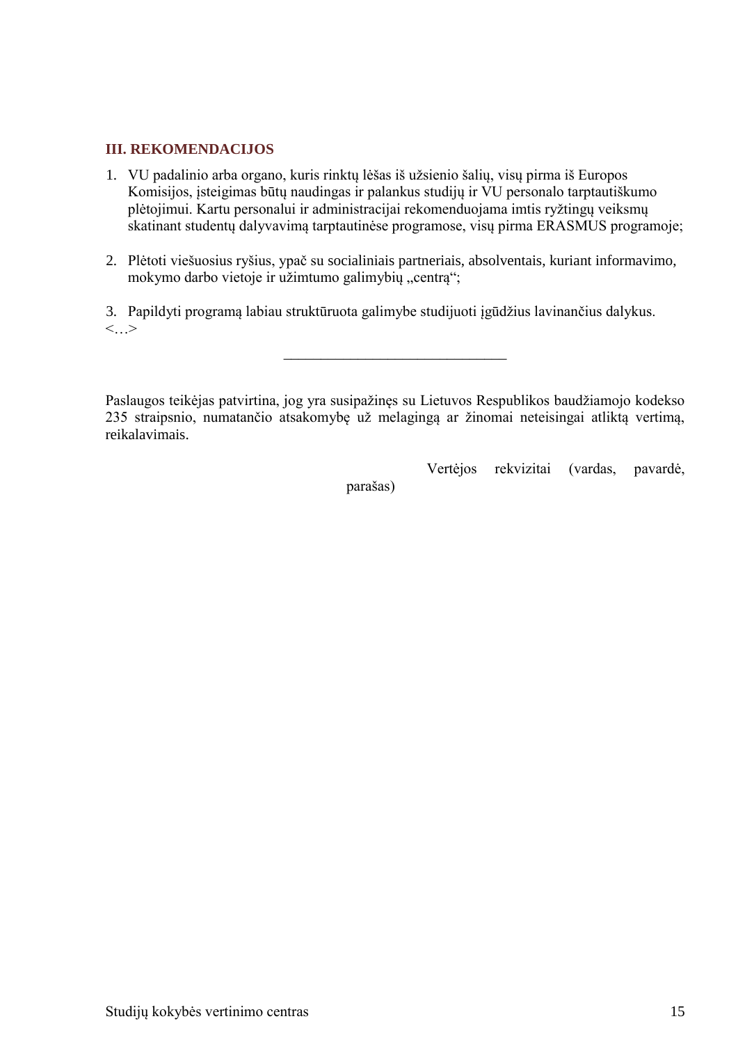## III. REKOMENDACIJOS

1. VU padalinio arba organo, kuris rinktų lėšas iš užsienio šalių, visų pirma iš Europos Komisijos, įsteigimas būtų naudingas ir palankus studijų ir VU personalo tarptautiškumo plėtojimui. Kartu personalui ir administracijai rekomenduojama imtis ryžtingų veiksmų skatinant studentų dalyvavimą tarptautinėse programose, visų pirma ERASMUS programoje;

2. Plėtoti viešuosius ryšius, ypač su socialiniais partneriais, absolventais, kuriant informavimo, mokymo darbo vietoje ir užimtumo galimybių „centrą“;

3. Papildyti programą labiau struktūruota galimybe studijuoti įgūdžius lavinančius dalykus.

<…>

______________________________

Paslaugos teikėjas patvirtina, jog yra susipažinęs su Lietuvos Respublikos baudžiamojo kodekso 235 straipsnio, numatančio atsakomybę už melagingą ar žinomai neteisingai atliktą vertimą, reikalavimais.

Vertėjos rekvizitai (vardas, pavardė, parašas)